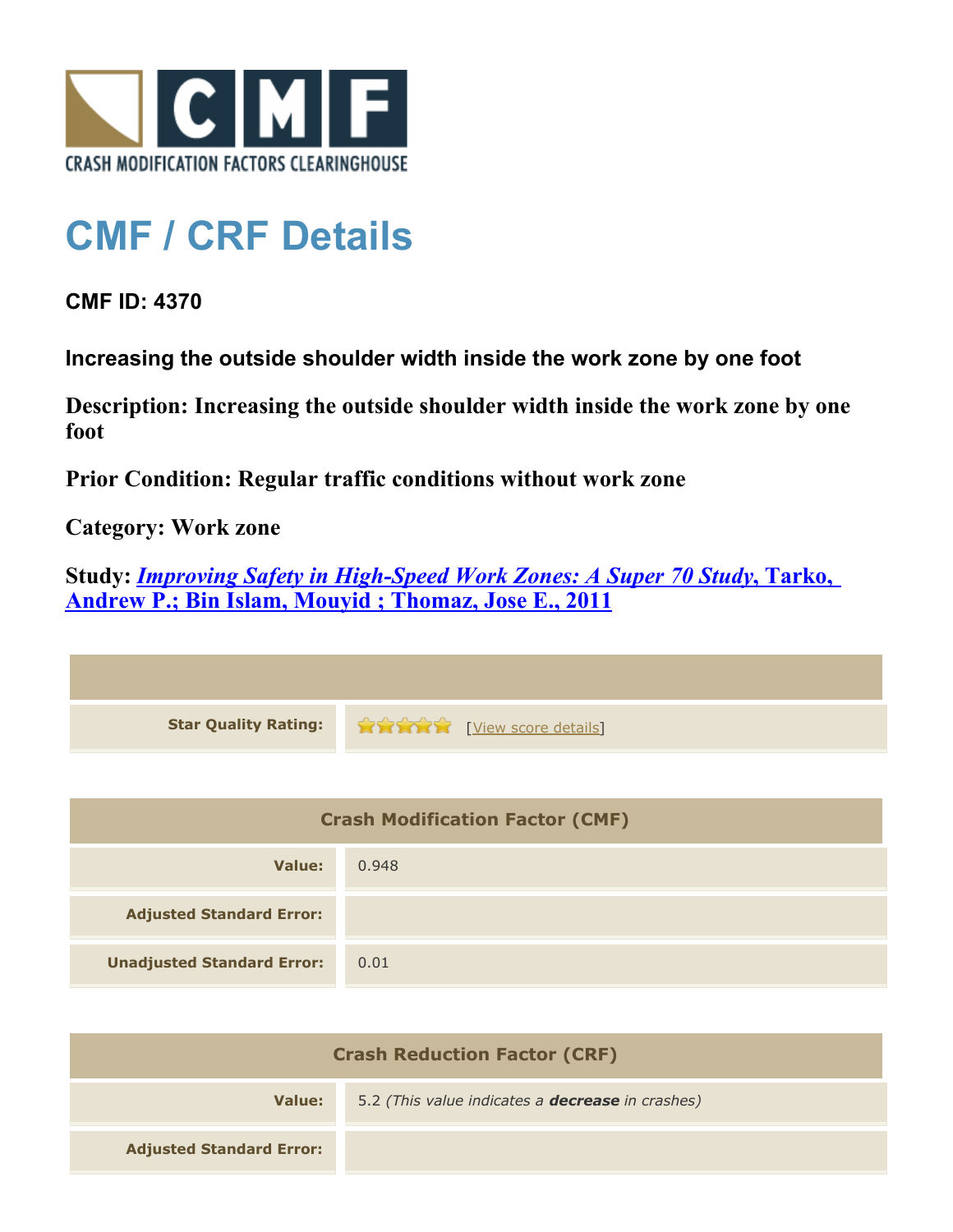CRASH MODIFICATION FACTORS CLEARINGHOUSE

# CMF / CRF Details

### CMF ID: 4370

### Increasing the outside shoulder width inside the work zone by one foot

**Description: Increasing the outside shoulder width inside the work zone by one foot**

**Prior Condition: Regular traffic conditions without work zone**

**Category: Work zone**

**Study: *Improving Safety in High-Speed Work Zones: A Super 70 Study*, Tarko, Andrew P.; Bin Islam, Mouyid ; Thomaz, Jose E., 2011**

| | |
|---|---|
| **Star Quality Rating:** | [View score details] |

| Crash Modification Factor (CMF) | |
|---|---|
| **Value:** | 0.948 |
| **Adjusted Standard Error:** | |
| **Unadjusted Standard Error:** | 0.01 |

| Crash Reduction Factor (CRF) | |
|---|---|
| **Value:** | 5.2 *(This value indicates a **decrease** in crashes)* |
| **Adjusted Standard Error:** | |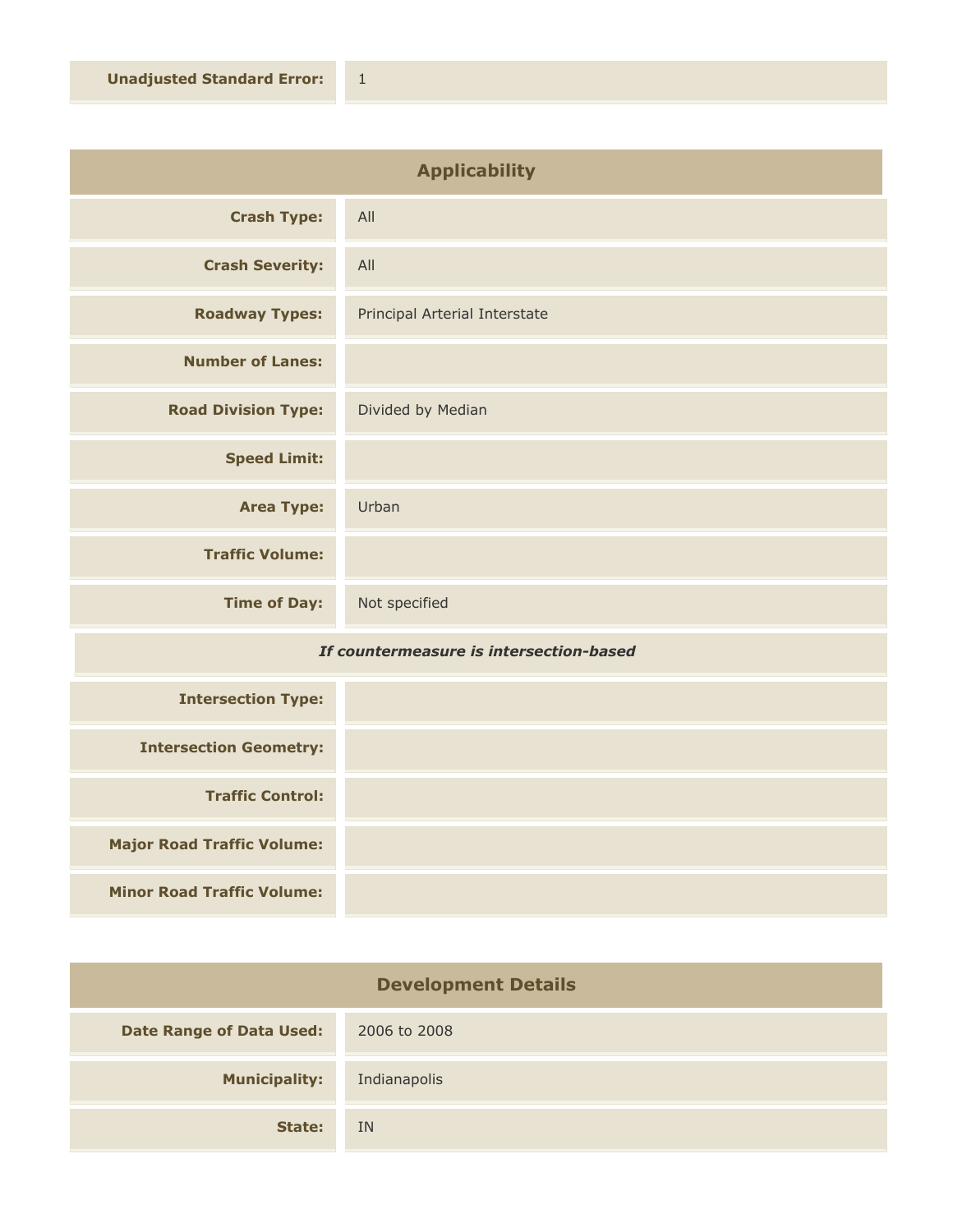| | |
|---|---|
| **Unadjusted Standard Error:** | 1 |

## Applicability

| | |
|---|---|
| **Crash Type:** | All |
| **Crash Severity:** | All |
| **Roadway Types:** | Principal Arterial Interstate |
| **Number of Lanes:** | |
| **Road Division Type:** | Divided by Median |
| **Speed Limit:** | |
| **Area Type:** | Urban |
| **Traffic Volume:** | |
| **Time of Day:** | Not specified |

***If countermeasure is intersection-based***

| | |
|---|---|
| **Intersection Type:** | |
| **Intersection Geometry:** | |
| **Traffic Control:** | |
| **Major Road Traffic Volume:** | |
| **Minor Road Traffic Volume:** | |

## Development Details

| | |
|---|---|
| **Date Range of Data Used:** | 2006 to 2008 |
| **Municipality:** | Indianapolis |
| **State:** | IN |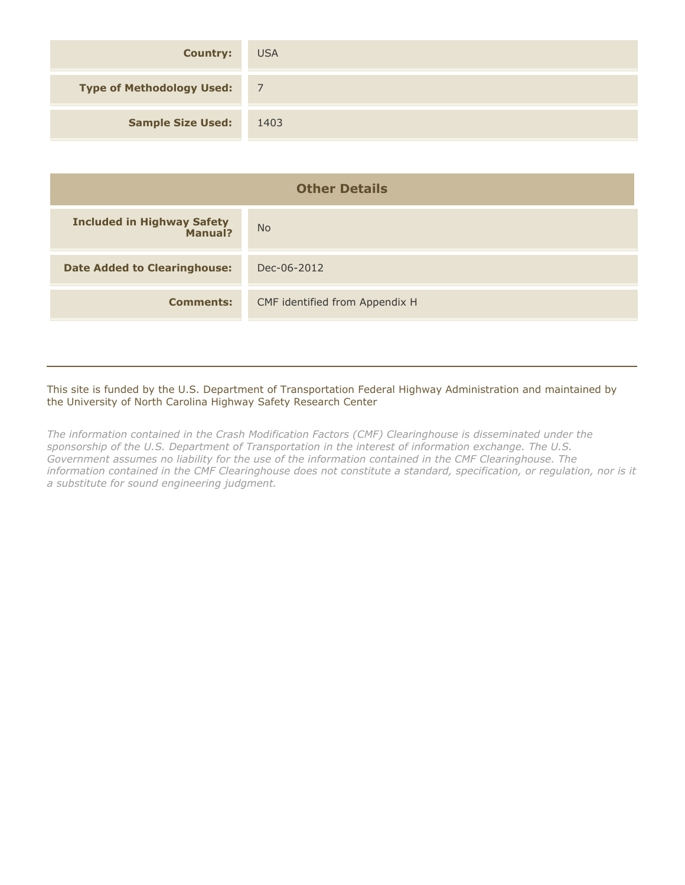| | |
|---|---|
| **Country:** | USA |
| **Type of Methodology Used:** | 7 |
| **Sample Size Used:** | 1403 |

## Other Details

| | |
|---|---|
| **Included in Highway Safety Manual?** | No |
| **Date Added to Clearinghouse:** | Dec-06-2012 |
| **Comments:** | CMF identified from Appendix H |

---

This site is funded by the U.S. Department of Transportation Federal Highway Administration and maintained by the University of North Carolina Highway Safety Research Center

*The information contained in the Crash Modification Factors (CMF) Clearinghouse is disseminated under the sponsorship of the U.S. Department of Transportation in the interest of information exchange. The U.S. Government assumes no liability for the use of the information contained in the CMF Clearinghouse. The information contained in the CMF Clearinghouse does not constitute a standard, specification, or regulation, nor is it a substitute for sound engineering judgment.*